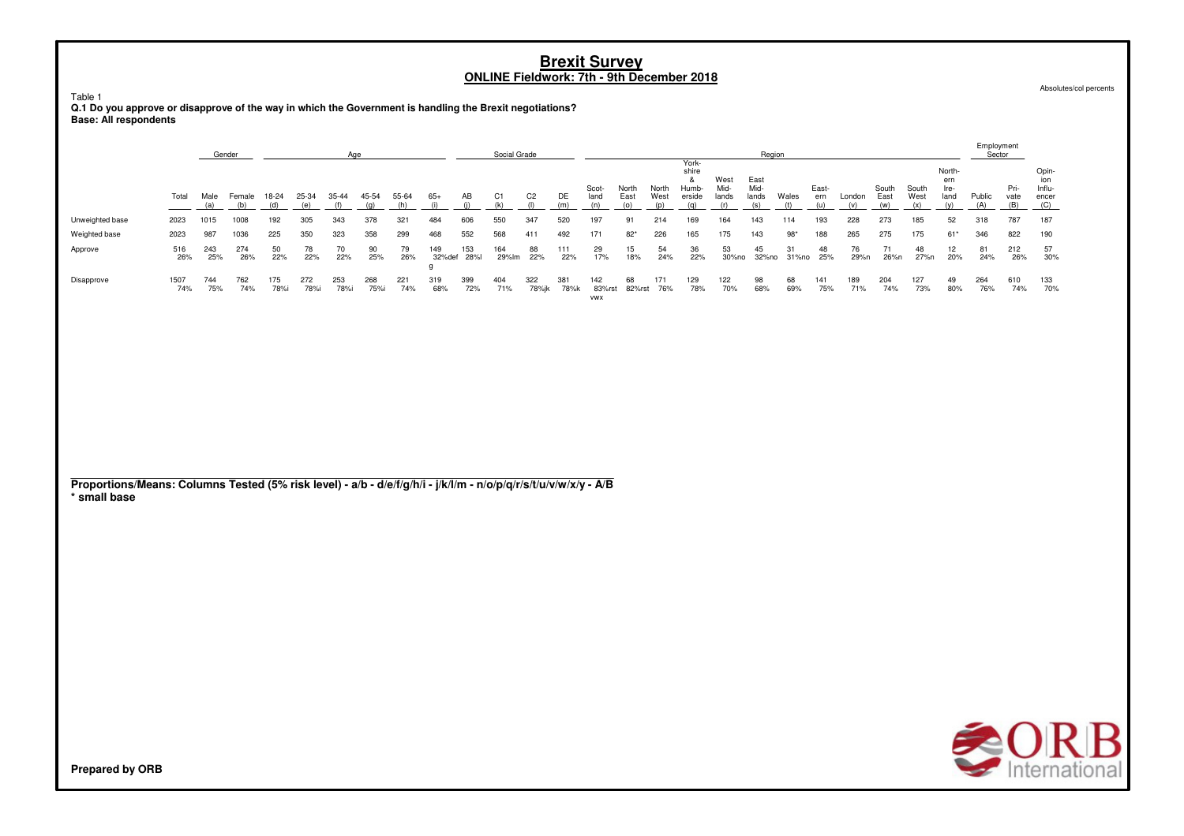# Brexit Survey

## ONLINE Fieldwork: 7th - 9th December 2018

Absolutes/col percents

Table 1

**Q.1 Do you approve or disapprove of the way in which the Government is handling the Brexit negotiations?**

**Base: All respondents**

| | | Gender | | Age | | | | | | Social Grade | | | | Region | | | | | | | | | | | | Employment Sector | | |
|---|---|---|---|---|---|---|---|---|---|---|---|---|---|---|---|---|---|---|---|---|---|---|---|---|---|---|---|---|
| | Total | Male (a) | Female (b) | 18-24 (d) | 25-34 (e) | 35-44 (f) | 45-54 (g) | 55-64 (h) | 65+ (i) | AB (j) | C1 (k) | C2 (l) | DE (m) | Scotland (n) | North East (o) | North West (p) | Yorkshire & Humberside (q) | West Midlands (r) | East Midlands (s) | Wales (t) | Eastern (u) | London (v) | South East (w) | South West (x) | Northern Ireland (y) | Public (A) | Private (B) | Opinion Influencer (C) |
| Unweighted base | 2023 | 1015 | 1008 | 192 | 305 | 343 | 378 | 321 | 484 | 606 | 550 | 347 | 520 | 197 | 91 | 214 | 169 | 164 | 143 | 114 | 193 | 228 | 273 | 185 | 52 | 318 | 787 | 187 |
| Weighted base | 2023 | 987 | 1036 | 225 | 350 | 323 | 358 | 299 | 468 | 552 | 568 | 411 | 492 | 171 | 82* | 226 | 165 | 175 | 143 | 98* | 188 | 265 | 275 | 175 | 61* | 346 | 822 | 190 |
| Approve | 516<br>26% | 243<br>25% | 274<br>26% | 50<br>22% | 78<br>22% | 70<br>22% | 90<br>25% | 79<br>26% | 149<br>32%defg | 153<br>28%l | 164<br>29%lm | 88<br>22% | 111<br>22% | 29<br>17% | 15<br>18% | 54<br>24% | 36<br>22% | 53<br>30%no | 45<br>32%no | 31<br>31%no | 48<br>25% | 76<br>29%n | 71<br>26%n | 48<br>27%n | 12<br>20% | 81<br>24% | 212<br>26% | 57<br>30% |
| Disapprove | 1507<br>74% | 744<br>75% | 762<br>74% | 175<br>78%i | 272<br>78%i | 253<br>78%i | 268<br>75%i | 221<br>74% | 319<br>68% | 399<br>72% | 404<br>71% | 322<br>78%jk | 381<br>78%k | 142<br>83%rstvwx | 68<br>82%rst | 171<br>76% | 129<br>78% | 122<br>70% | 98<br>68% | 68<br>69% | 141<br>75% | 189<br>71% | 204<br>74% | 127<br>73% | 49<br>80% | 264<br>76% | 610<br>74% | 133<br>70% |

**Proportions/Means: Columns Tested (5% risk level) - a/b - d/e/f/g/h/i - j/k/l/m - n/o/p/q/r/s/t/u/v/w/x/y - A/B**

**\* small base**

**Prepared by ORB**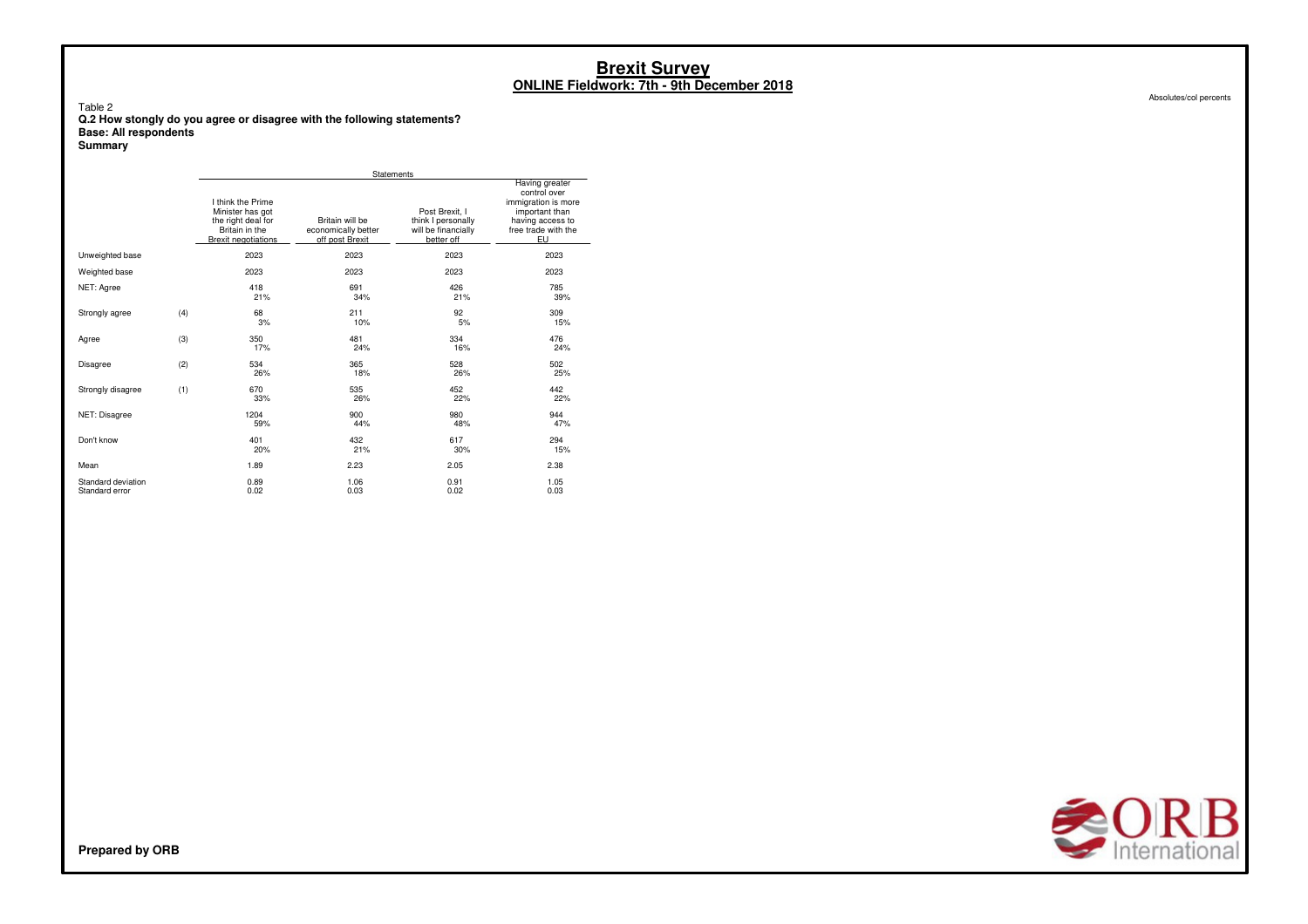# Brexit Survey

## ONLINE Fieldwork: 7th - 9th December 2018

Absolutes/col percents

Table 2

**Q.2 How stongly do you agree or disagree with the following statements?**

**Base: All respondents**

**Summary**

| | | Statements | | | |
|---|---|---|---|---|---|
| | | I think the Prime Minister has got the right deal for Britain in the Brexit negotiations | Britain will be economically better off post Brexit | Post Brexit, I think I personally will be financially better off | Having greater control over immigration is more important than having access to free trade with the EU |
| Unweighted base | | 2023 | 2023 | 2023 | 2023 |
| Weighted base | | 2023 | 2023 | 2023 | 2023 |
| NET: Agree | | 418 | 691 | 426 | 785 |
| | | 21% | 34% | 21% | 39% |
| Strongly agree | (4) | 68 | 211 | 92 | 309 |
| | | 3% | 10% | 5% | 15% |
| Agree | (3) | 350 | 481 | 334 | 476 |
| | | 17% | 24% | 16% | 24% |
| Disagree | (2) | 534 | 365 | 528 | 502 |
| | | 26% | 18% | 26% | 25% |
| Strongly disagree | (1) | 670 | 535 | 452 | 442 |
| | | 33% | 26% | 22% | 22% |
| NET: Disagree | | 1204 | 900 | 980 | 944 |
| | | 59% | 44% | 48% | 47% |
| Don't know | | 401 | 432 | 617 | 294 |
| | | 20% | 21% | 30% | 15% |
| Mean | | 1.89 | 2.23 | 2.05 | 2.38 |
| Standard deviation | | 0.89 | 1.06 | 0.91 | 1.05 |
| Standard error | | 0.02 | 0.03 | 0.02 | 0.03 |

**Prepared by ORB**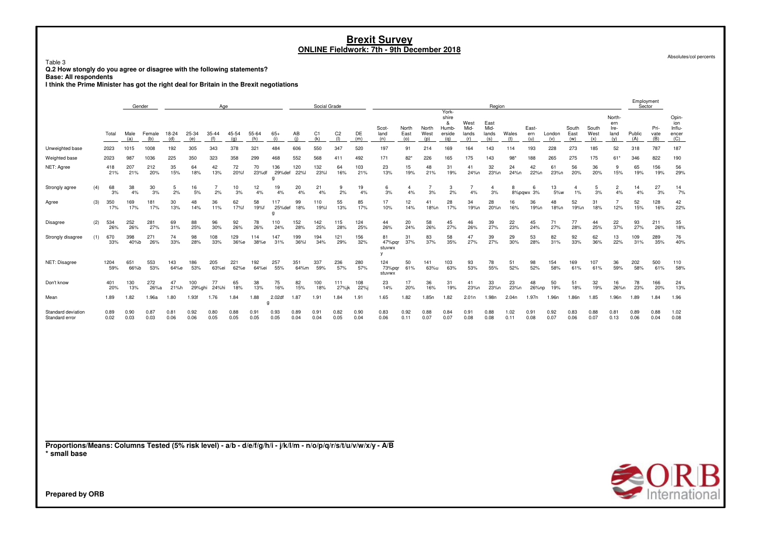# Brexit Survey
## ONLINE Fieldwork: 7th - 9th December 2018

Absolutes/col percents

Table 3
**Q.2 How stongly do you agree or disagree with the following statements?**
**Base: All respondents**
**I think the Prime Minister has got the right deal for Britain in the Brexit negotiations**

| | | | Gender | | Age | | | | | | Social Grade | | | | Region | | | | | | | | | | | | | Employment Sector | | |
|---|---|---|---|---|---|---|---|---|---|---|---|---|---|---|---|---|---|---|---|---|---|---|---|---|---|---|---|---|---|---|
| | | Total | Male (a) | Female (b) | 18-24 (d) | 25-34 (e) | 35-44 (f) | 45-54 (g) | 55-64 (h) | 65+ (i) | AB (j) | C1 (k) | C2 (l) | DE (m) | Scot-land (n) | North East (o) | North West (p) | York-shire & Humb-erside (q) | West Mid-lands (r) | East Mid-lands (s) | Wales (t) | East-ern (u) | London (v) | South East (w) | South West (x) | North-ern Ire-land (y) | Public (A) | Pri-vate (B) | Opin-ion Influ-encer (C) |
| Unweighted base | | 2023 | 1015 | 1008 | 192 | 305 | 343 | 378 | 321 | 484 | 606 | 550 | 347 | 520 | 197 | 91 | 214 | 169 | 164 | 143 | 114 | 193 | 228 | 273 | 185 | 52 | 318 | 787 | 187 |
| Weighted base | | 2023 | 987 | 1036 | 225 | 350 | 323 | 358 | 299 | 468 | 552 | 568 | 411 | 492 | 171 | 82* | 226 | 165 | 175 | 143 | 98* | 188 | 265 | 275 | 175 | 61* | 346 | 822 | 190 |
| NET: Agree | | 418<br>21% | 207<br>21% | 212<br>20% | 35<br>15% | 64<br>18% | 42<br>13% | 72<br>20%f | 70<br>23%df | 136<br>29%def<br>g | 120<br>22%l | 132<br>23%l | 64<br>16% | 103<br>21% | 23<br>13% | 15<br>19% | 48<br>21% | 31<br>19% | 41<br>24%n | 32<br>23%n | 24<br>24%n | 42<br>22%n | 61<br>23%n | 56<br>20% | 36<br>20% | 9<br>15% | 65<br>19% | 156<br>19% | 56<br>29% |
| Strongly agree | (4) | 68<br>3% | 38<br>4% | 30<br>3% | 5<br>2% | 16<br>5% | 7<br>2% | 10<br>3% | 12<br>4% | 19<br>4% | 20<br>4% | 21<br>4% | 9<br>2% | 19<br>4% | 6<br>3% | 4<br>4% | 7<br>3% | 3<br>2% | 7<br>4% | 4<br>3% | 8<br>8%pqwx | 6<br>3% | 13<br>5%w | 4<br>1% | 5<br>3% | 2<br>4% | 14<br>4% | 27<br>3% | 14<br>7% |
| Agree | (3) | 350<br>17% | 169<br>17% | 181<br>17% | 30<br>13% | 48<br>14% | 36<br>11% | 62<br>17%f | 58<br>19%f | 117<br>25%def<br>g | 99<br>18% | 110<br>19%l | 55<br>13% | 85<br>17% | 17<br>10% | 12<br>14% | 41<br>18%n | 28<br>17% | 34<br>19%n | 28<br>20%n | 16<br>16% | 36<br>19%n | 48<br>18%n | 52<br>19%n | 31<br>18% | 7<br>12% | 52<br>15% | 128<br>16% | 42<br>22% |
| Disagree | (2) | 534<br>26% | 252<br>26% | 281<br>27% | 69<br>31% | 88<br>25% | 96<br>30% | 92<br>26% | 78<br>26% | 110<br>24% | 152<br>28% | 142<br>25% | 115<br>28% | 124<br>25% | 44<br>26% | 20<br>24% | 58<br>26% | 45<br>27% | 46<br>26% | 39<br>27% | 22<br>23% | 45<br>24% | 71<br>27% | 77<br>28% | 44<br>25% | 22<br>37% | 93<br>27% | 211<br>26% | 35<br>18% |
| Strongly disagree | (1) | 670<br>33% | 398<br>40%b | 271<br>26% | 74<br>33% | 98<br>28% | 108<br>33% | 129<br>36%e | 114<br>38%e | 147<br>31% | 199<br>36%l | 194<br>34% | 121<br>29% | 156<br>32% | 81<br>47%pqr<br>stuvwx<br>y | 31<br>37% | 83<br>37% | 58<br>35% | 47<br>27% | 39<br>27% | 29<br>30% | 53<br>28% | 82<br>31% | 92<br>33% | 62<br>36% | 13<br>22% | 109<br>31% | 289<br>35% | 76<br>40% |
| NET: Disagree | | 1204<br>59% | 651<br>66%b | 553<br>53% | 143<br>64%e | 186<br>53% | 205<br>63%ei | 221<br>62%e | 192<br>64%ei | 257<br>55% | 351<br>64%m | 337<br>59% | 236<br>57% | 280<br>57% | 124<br>73%pqr<br>stuvwx | 50<br>61% | 141<br>63%u | 103<br>63% | 93<br>53% | 78<br>55% | 51<br>52% | 98<br>52% | 154<br>58% | 169<br>61% | 107<br>61% | 36<br>59% | 202<br>58% | 500<br>61% | 110<br>58% |
| Don't know | | 401<br>20% | 130<br>13% | 272<br>26%a | 47<br>21%h | 100<br>29%ghi | 77<br>24%hi | 65<br>18% | 38<br>13% | 75<br>16% | 82<br>15% | 100<br>18% | 111<br>27%jk | 108<br>22%j | 23<br>14% | 17<br>20% | 36<br>16% | 31<br>19% | 41<br>23%n | 33<br>23%n | 23<br>23%n | 48<br>26%np | 50<br>19% | 51<br>18% | 32<br>19% | 16<br>26%n | 78<br>23% | 166<br>20% | 24<br>13% |
| Mean | | 1.89 | 1.82 | 1.96a | 1.80 | 1.93f | 1.76 | 1.84 | 1.88<br>g | 2.02df | 1.87 | 1.91 | 1.84 | 1.91 | 1.65 | 1.82 | 1.85n | 1.82 | 2.01n | 1.98n | 2.04n | 1.97n | 1.96n | 1.86n | 1.85 | 1.96n | 1.89 | 1.84 | 1.96 |
| Standard deviation | | 0.89 | 0.90 | 0.87 | 0.81 | 0.92 | 0.80 | 0.88 | 0.91 | 0.93 | 0.89 | 0.91 | 0.82 | 0.90 | 0.83 | 0.92 | 0.88 | 0.84 | 0.91 | 0.88 | 1.02 | 0.91 | 0.92 | 0.83 | 0.88 | 0.81 | 0.89 | 0.88 | 1.02 |
| Standard error | | 0.02 | 0.03 | 0.03 | 0.06 | 0.06 | 0.05 | 0.05 | 0.05 | 0.05 | 0.04 | 0.04 | 0.05 | 0.04 | 0.06 | 0.11 | 0.07 | 0.07 | 0.08 | 0.08 | 0.11 | 0.08 | 0.07 | 0.06 | 0.07 | 0.13 | 0.06 | 0.04 | 0.08 |

**Proportions/Means: Columns Tested (5% risk level) - a/b - d/e/f/g/h/i - j/k/l/m - n/o/p/q/r/s/t/u/v/w/x/y - A/B**
**\* small base**

**Prepared by ORB**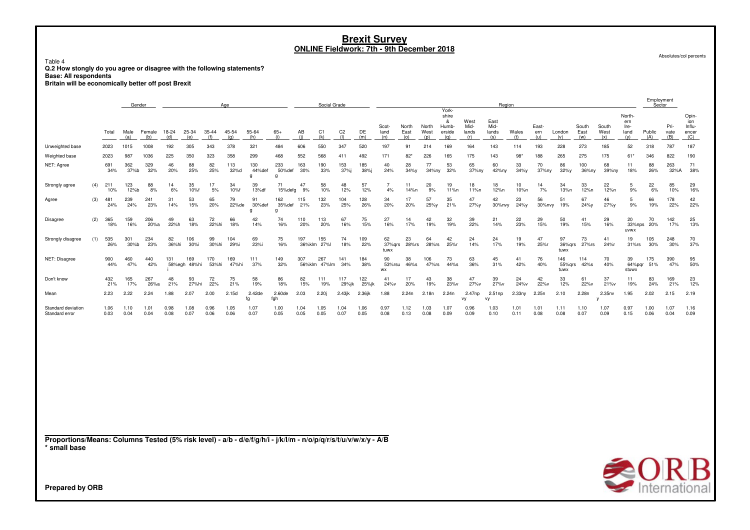# Brexit Survey
## ONLINE Fieldwork: 7th - 9th December 2018

Absolutes/col percents

Table 4
**Q.2 How stongly do you agree or disagree with the following statements?**
**Base: All respondents**
**Britain will be economically better off post Brexit**

| | | Total | Gender | | Age | | | | | | Social Grade | | | | Region | | | | | | | | | | | | Employment Sector | | |
|---|---|---|---|---|---|---|---|---|---|---|---|---|---|---|---|---|---|---|---|---|---|---|---|---|---|---|---|---|---|
| | | | Male (a) | Female (b) | 18-24 (d) | 25-34 (e) | 35-44 (f) | 45-54 (g) | 55-64 (h) | 65+ (i) | AB (j) | C1 (k) | C2 (l) | DE (m) | Scotland (n) | North East (o) | North West (p) | York-shire & Humberside (q) | West Mid-lands (r) | East Mid-lands (s) | Wales (t) | Eastern (u) | London (v) | South East (w) | South West (x) | Northern Ireland (y) | Public (A) | Private (B) | Opinion Influencer (C) |
| Unweighted base | | 2023 | 1015 | 1008 | 192 | 305 | 343 | 378 | 321 | 484 | 606 | 550 | 347 | 520 | 197 | 91 | 214 | 169 | 164 | 143 | 114 | 193 | 228 | 273 | 185 | 52 | 318 | 787 | 187 |
| Weighted base | | 2023 | 987 | 1036 | 225 | 350 | 323 | 358 | 299 | 468 | 552 | 568 | 411 | 492 | 171 | 82* | 226 | 165 | 175 | 143 | 98* | 188 | 265 | 275 | 175 | 61* | 346 | 822 | 190 |
| NET: Agree | | 691<br>34% | 362<br>37%b | 329<br>32% | 46<br>20% | 88<br>25% | 82<br>25% | 113<br>32%d | 130<br>44%def g | 233<br>50%def g | 163<br>30% | 190<br>33% | 153<br>37%j | 185<br>38%j | 40<br>24% | 28<br>34%y | 77<br>34%ny | 53<br>32% | 65<br>37%ny | 60<br>42%ny | 33<br>34%y | 70<br>37%ny | 86<br>32%y | 100<br>36%ny | 68<br>39%ny | 11<br>18% | 88<br>26% | 263<br>32%A | 71<br>38% |
| Strongly agree | (4) | 211<br>10% | 123<br>12%b | 88<br>8% | 14<br>6% | 35<br>10%f | 17<br>5% | 34<br>10%f | 39<br>13%df | 71<br>15%defg | 47<br>9% | 58<br>10% | 48<br>12% | 57<br>12% | 7<br>4% | 11<br>14%n | 20<br>9% | 19<br>11%n | 18<br>11%n | 18<br>12%n | 10<br>10%n | 14<br>7% | 34<br>13%n | 33<br>12%n | 22<br>12%n | 5<br>9% | 22<br>6% | 85<br>10% | 29<br>16% |
| Agree | (3) | 481<br>24% | 239<br>24% | 241<br>23% | 31<br>14% | 53<br>15% | 65<br>20% | 79<br>22%de | 91<br>30%def g | 162<br>35%def g | 115<br>21% | 132<br>23% | 104<br>25% | 128<br>26% | 34<br>20% | 17<br>20% | 57<br>25%y | 35<br>21% | 47<br>27%y | 42<br>30%nvy | 23<br>24%y | 56<br>30%nvy | 51<br>19% | 67<br>24%y | 46<br>27%y | 5<br>9% | 66<br>19% | 178<br>22% | 42<br>22% |
| Disagree | (2) | 365<br>18% | 159<br>16% | 206<br>20%a | 49<br>22%hi | 63<br>18% | 72<br>22%hi | 66<br>18% | 42<br>14% | 74<br>16% | 110<br>20% | 113<br>20% | 67<br>16% | 75<br>15% | 27<br>16% | 14<br>17% | 42<br>19% | 32<br>19% | 39<br>22% | 21<br>14% | 22<br>23% | 29<br>15% | 50<br>19% | 41<br>15% | 29<br>16% | 20<br>33%nps uvwx | 70<br>20% | 142<br>17% | 25<br>13% |
| Strongly disagree | (1) | 535<br>26% | 301<br>30%b | 234<br>23% | 82<br>36%hi | 106<br>30%i | 99<br>30%hi | 104<br>29%i | 69<br>23%i | 75<br>16% | 197<br>36%klm | 155<br>27%l | 74<br>18% | 109<br>22% | 62<br>37%qrs tuwx | 23<br>28%rs | 64<br>28%rs | 42<br>25%r | 24<br>14% | 24<br>17% | 19<br>19% | 47<br>25%r | 97<br>36%qrs tuwx | 73<br>27%rs | 41<br>24%r | 19<br>31%rs | 105<br>30% | 248<br>30% | 70<br>37% |
| NET: Disagree | | 900<br>44% | 460<br>47% | 440<br>42% | 131<br>58%egh i | 169<br>48%hi | 170<br>53%hi | 169<br>47%hi | 111<br>37% | 149<br>32% | 307<br>56%klm | 267<br>47%lm | 141<br>34% | 184<br>38% | 90<br>53%rsu wx | 38<br>46%s | 106<br>47%rs | 73<br>44%s | 63<br>36% | 45<br>31% | 41<br>42% | 76<br>40% | 146<br>55%qrs tuwx | 114<br>42%s | 70<br>40% | 39<br>64%pqr stuwx | 175<br>51% | 390<br>47% | 95<br>50% |
| Don't know | | 432<br>21% | 165<br>17% | 267<br>26%a | 48<br>21% | 93<br>27%hi | 72<br>22% | 75<br>21% | 58<br>19% | 86<br>18% | 82<br>15% | 111<br>19% | 117<br>29%jk | 122<br>25%jk | 41<br>24%v | 17<br>20% | 43<br>19% | 38<br>23%v | 47<br>27%v | 39<br>27%v | 24<br>24%v | 42<br>22%v | 33<br>12% | 61<br>22%v | 37<br>21%v | 11<br>19% | 83<br>24% | 169<br>21% | 23<br>12% |
| Mean | | 2.23 | 2.22 | 2.24 | 1.88 | 2.07 | 2.00 | 2.15d | 2.42de fg | 2.60de fgh | 2.03 | 2.20j | 2.43jk | 2.36jk | 1.88 | 2.24n | 2.18n | 2.24n | 2.47np vy | 2.51np vy | 2.33ny | 2.25n | 2.10 | 2.28n | 2.35nv y | 1.95 | 2.02 | 2.15 | 2.19 |
| Standard deviation | | 1.06 | 1.10 | 1.01 | 0.98 | 1.08 | 0.96 | 1.05 | 1.07 | 1.00 | 1.04 | 1.05 | 1.04 | 1.06 | 0.97 | 1.12 | 1.03 | 1.07 | 0.96 | 1.03 | 1.01 | 1.01 | 1.11 | 1.10 | 1.07 | 0.97 | 1.00 | 1.07 | 1.16 |
| Standard error | | 0.03 | 0.04 | 0.04 | 0.08 | 0.07 | 0.06 | 0.06 | 0.07 | 0.05 | 0.05 | 0.05 | 0.07 | 0.05 | 0.08 | 0.13 | 0.08 | 0.09 | 0.09 | 0.10 | 0.11 | 0.08 | 0.08 | 0.07 | 0.09 | 0.15 | 0.06 | 0.04 | 0.09 |

**Proportions/Means: Columns Tested (5% risk level) - a/b - d/e/f/g/h/i - j/k/l/m - n/o/p/q/r/s/t/u/v/w/x/y - A/B**
**\* small base**

**Prepared by ORB**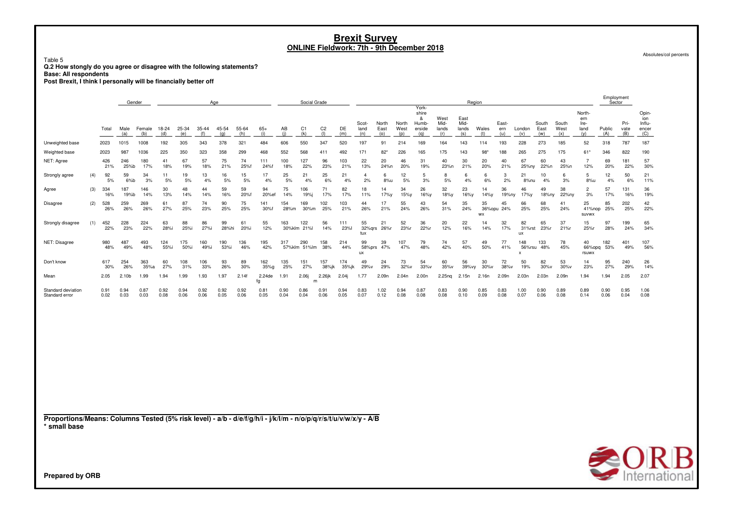# Brexit Survey
## ONLINE Fieldwork: 7th - 9th December 2018

Absolutes/col percents

Table 5
**Q.2 How stongly do you agree or disagree with the following statements?**
**Base: All respondents**
**Post Brexit, I think I personally will be financially better off**

| | | | Gender | | Age | | | | | | Social Grade | | | | Region | | | | | | | | | | | | Employment Sector | | |
|---|---|---|---|---|---|---|---|---|---|---|---|---|---|---|---|---|---|---|---|---|---|---|---|---|---|---|---|---|---|
| | | Total | Male (a) | Female (b) | 18-24 (d) | 25-34 (e) | 35-44 (f) | 45-54 (g) | 55-64 (h) | 65+ (i) | AB (j) | C1 (k) | C2 (l) | DE (m) | Scot-land (n) | North East (o) | North West (p) | York-shire & Humb-erside (q) | West Mid-lands (r) | East Mid-lands (s) | Wales (t) | East-ern (u) | London (v) | South East (w) | South West (x) | North-ern Ire-land (y) | Public (A) | Pri-vate (B) | Opin-ion Influ-encer (C) |
| Unweighted base | | 2023 | 1015 | 1008 | 192 | 305 | 343 | 378 | 321 | 484 | 606 | 550 | 347 | 520 | 197 | 91 | 214 | 169 | 164 | 143 | 114 | 193 | 228 | 273 | 185 | 52 | 318 | 787 | 187 |
| Weighted base | | 2023 | 987 | 1036 | 225 | 350 | 323 | 358 | 299 | 468 | 552 | 568 | 411 | 492 | 171 | 82* | 226 | 165 | 175 | 143 | 98* | 188 | 265 | 275 | 175 | 61* | 346 | 822 | 190 |
| NET: Agree | | 426 21% | 246 25%b | 180 17% | 41 18% | 67 19% | 57 18% | 75 21% | 74 25%f | 111 24%f | 100 18% | 127 22% | 96 23% | 103 21% | 22 13% | 20 24%n | 46 20% | 31 19% | 40 23%n | 30 21% | 20 20% | 40 21% | 67 25%ny | 60 22%n | 43 25%n | 7 12% | 69 20% | 181 22% | 57 30% |
| Strongly agree | (4) | 92 5% | 59 6%b | 34 3% | 11 5% | 19 5% | 13 4% | 16 5% | 15 5% | 17 4% | 25 5% | 21 4% | 25 6% | 21 4% | 4 2% | 6 8%u | 12 5% | 5 3% | 8 5% | 6 4% | 6 6% | 3 2% | 21 8%nu | 10 4% | 6 3% | 5 8%u | 12 4% | 50 6% | 21 11% |
| Agree | (3) | 334 16% | 187 19%b | 146 14% | 30 13% | 48 14% | 44 14% | 59 16% | 59 20%f | 94 20%ef | 75 14% | 106 19%j | 71 17% | 82 17% | 18 11% | 14 17%y | 34 15%y | 26 16%y | 32 18%y | 23 16%y | 14 14%y | 36 19%ny | 46 17%y | 49 18%ny | 38 22%ny | 2 3% | 57 17% | 131 16% | 36 19% |
| Disagree | (2) | 528 26% | 259 26% | 269 26% | 61 27% | 87 25% | 74 23% | 90 25% | 75 25% | 141 30%f | 154 28%m | 169 30%m | 102 25% | 103 21% | 44 26% | 17 21% | 55 24% | 43 26% | 54 31% | 35 24% | 35 36%opu wx | 45 24% | 66 25% | 68 25% | 41 24% | 25 41%nop suvwx | 85 25% | 202 25% | 42 22% |
| Strongly disagree | (1) | 452 22% | 228 23% | 224 22% | 63 28%i | 88 25%i | 86 27%i | 99 28%hi | 61 20%i | 55 12% | 163 30%klm | 122 21%l | 56 14% | 111 23%l | 55 32%qrs tux | 21 26%r | 52 23%r | 36 22%r | 20 12% | 22 16% | 14 14% | 32 17% | 82 31%rst ux | 65 23%r | 37 21%r | 15 25%r | 97 28% | 199 24% | 65 34% |
| NET: Disagree | | 980 48% | 487 49% | 493 48% | 124 55%i | 175 50%i | 160 49%i | 190 53%i | 136 46% | 195 42% | 317 57%klm | 290 51%lm | 158 38% | 214 44% | 99 58%prs ux | 39 47% | 107 47% | 79 48% | 74 42% | 57 40% | 49 50% | 77 41% | 148 56%rsu x | 133 48% | 78 45% | 40 66%opq rsuwx | 182 53% | 401 49% | 107 56% |
| Don't know | | 617 30% | 254 26% | 363 35%a | 60 27% | 108 31% | 106 33% | 93 26% | 89 30% | 162 35%g | 135 25% | 151 27% | 157 38%jk | 174 35%jk | 49 29%v | 24 29% | 73 32%v | 54 33%v | 60 35%v | 56 39%vy | 30 30%v | 72 38%v | 50 19% | 82 30%v | 53 30%v | 14 23% | 95 27% | 240 29% | 26 14% |
| Mean | | 2.05 | 2.10b | 1.99 | 1.94 | 1.99 | 1.93 | 1.97 | 2.14f | 2.24de fg | 1.91 | 2.06j | 2.26jk m | 2.04j | 1.77 | 2.09n | 2.04n | 2.00n | 2.25nq | 2.15n | 2.16n | 2.09n | 2.03n | 2.03n | 2.09n | 1.94 | 1.94 | 2.05 | 2.07 |
| Standard deviation | | 0.91 | 0.94 | 0.87 | 0.92 | 0.94 | 0.92 | 0.92 | 0.92 | 0.81 | 0.90 | 0.86 | 0.91 | 0.94 | 0.83 | 1.02 | 0.94 | 0.87 | 0.83 | 0.90 | 0.85 | 0.83 | 1.00 | 0.90 | 0.89 | 0.89 | 0.90 | 0.95 | 1.06 |
| Standard error | | 0.02 | 0.03 | 0.03 | 0.08 | 0.06 | 0.06 | 0.05 | 0.06 | 0.05 | 0.04 | 0.04 | 0.06 | 0.05 | 0.07 | 0.12 | 0.08 | 0.08 | 0.08 | 0.10 | 0.09 | 0.08 | 0.07 | 0.06 | 0.08 | 0.14 | 0.06 | 0.04 | 0.08 |

**Proportions/Means: Columns Tested (5% risk level) - a/b - d/e/f/g/h/i - j/k/l/m - n/o/p/q/r/s/t/u/v/w/x/y - A/B**
**\* small base**

**Prepared by ORB**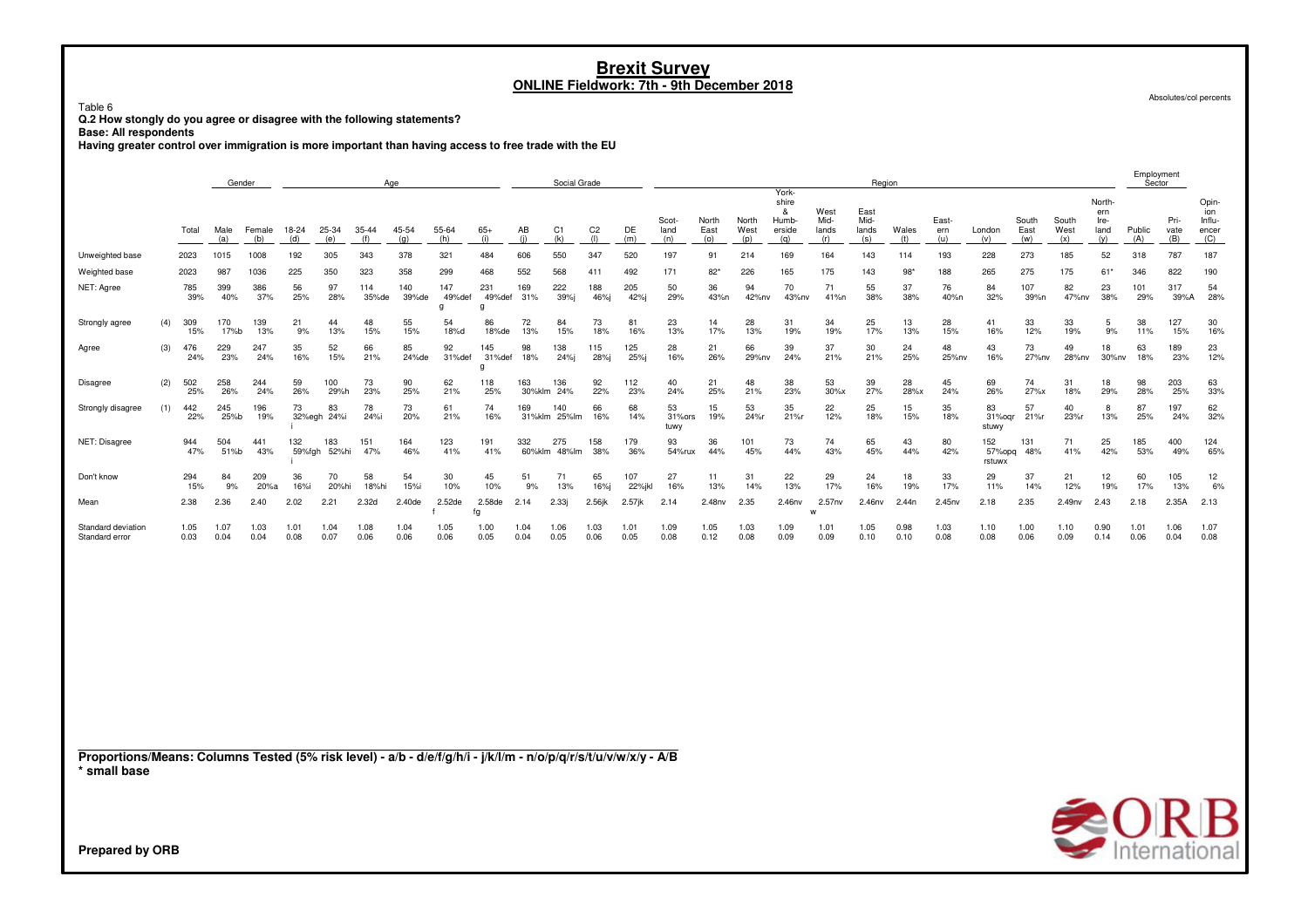# Brexit Survey
## ONLINE Fieldwork: 7th - 9th December 2018

Absolutes/col percents

Table 6
**Q.2 How stongly do you agree or disagree with the following statements?**
**Base: All respondents**
**Having greater control over immigration is more important than having access to free trade with the EU**

| | | Total | Gender: Male (a) | Gender: Female (b) | Age: 18-24 (d) | Age: 25-34 (e) | Age: 35-44 (f) | Age: 45-54 (g) | Age: 55-64 (h) | Age: 65+ (i) | Social Grade: AB (j) | Social Grade: C1 (k) | Social Grade: C2 (l) | Social Grade: DE (m) | Region: Scot-land (n) | Region: North East (o) | Region: North West (p) | Region: York-shire & Humb-erside (q) | Region: West Mid-lands (r) | Region: East Mid-lands (s) | Region: Wales (t) | Region: East-ern (u) | Region: London (v) | Region: South East (w) | Region: South West (x) | Region: North-ern Ire-land (y) | Employment Sector: Public (A) | Employment Sector: Pri-vate (B) | Employment Sector: Opin-ion Influ-encer (C) |
|---|---|---|---|---|---|---|---|---|---|---|---|---|---|---|---|---|---|---|---|---|---|---|---|---|---|---|---|---|---|
| Unweighted base | | 2023 | 1015 | 1008 | 192 | 305 | 343 | 378 | 321 | 484 | 606 | 550 | 347 | 520 | 197 | 91 | 214 | 169 | 164 | 143 | 114 | 193 | 228 | 273 | 185 | 52 | 318 | 787 | 187 |
| Weighted base | | 2023 | 987 | 1036 | 225 | 350 | 323 | 358 | 299 | 468 | 552 | 568 | 411 | 492 | 171 | 82* | 226 | 165 | 175 | 143 | 98* | 188 | 265 | 275 | 175 | 61* | 346 | 822 | 190 |
| NET: Agree | | 785 39% | 399 40% | 386 37% | 56 25% | 97 28% | 114 35%de | 140 39%de | 147 49%def g | 231 49%def g | 169 31% | 222 39%j | 188 46%j | 205 42%j | 50 29% | 36 43%n | 94 42%nv | 70 43%nv | 71 41%n | 55 38% | 37 38% | 76 40%n | 84 32% | 107 39%n | 82 47%nv | 23 38% | 101 29% | 317 39%A | 54 28% |
| Strongly agree | (4) | 309 15% | 170 17%b | 139 13% | 21 9% | 44 13% | 48 15% | 55 15% | 54 18%d | 86 18%de | 72 13% | 84 15% | 73 18% | 81 16% | 23 13% | 14 17% | 28 13% | 31 19% | 34 19% | 25 17% | 13 13% | 28 15% | 41 16% | 33 12% | 33 19% | 5 9% | 38 11% | 127 15% | 30 16% |
| Agree | (3) | 476 24% | 229 23% | 247 24% | 35 16% | 52 15% | 66 21% | 85 24%de | 92 31%def | 145 31%def g | 98 18% | 138 24%j | 115 28%j | 125 25%j | 28 16% | 21 26% | 66 29%nv | 39 24% | 37 21% | 30 21% | 24 25% | 48 25%nv | 43 16% | 73 27%nv | 49 28%nv | 18 30%nv | 63 18% | 189 23% | 23 12% |
| Disagree | (2) | 502 25% | 258 26% | 244 24% | 59 26% | 100 29%h | 73 23% | 90 25% | 62 21% | 118 25% | 163 30%klm | 136 24% | 92 22% | 112 23% | 40 24% | 21 25% | 48 21% | 38 23% | 53 30%x | 39 27% | 28 28%x | 45 24% | 69 26% | 74 27%x | 31 18% | 18 29% | 98 28% | 203 25% | 63 33% |
| Strongly disagree | (1) | 442 22% | 245 25%b | 196 19% | 73 32%egh i | 83 24%i | 78 24%i | 73 20% | 61 21% | 74 16% | 169 31%klm | 140 25%lm | 66 16% | 68 14% | 53 31%ors tuwy | 15 19% | 53 24%r | 35 21%r | 22 12% | 25 18% | 15 15% | 35 18% | 83 31%oqr stuwy | 57 21%r | 40 23%r | 8 13% | 87 25% | 197 24% | 62 32% |
| NET: Disagree | | 944 47% | 504 51%b | 441 43% | 132 59%fgh i | 183 52%hi | 151 47% | 164 46% | 123 41% | 191 41% | 332 60%klm | 275 48%lm | 158 38% | 179 36% | 93 54%rux | 36 44% | 101 45% | 73 44% | 74 43% | 65 45% | 43 44% | 80 42% | 152 57%opq rstuwx | 131 48% | 71 41% | 25 42% | 185 53% | 400 49% | 124 65% |
| Don't know | | 294 15% | 84 9% | 209 20%a | 36 16%i | 70 20%hi | 58 18%hi | 54 15%i | 30 10% | 45 10% | 51 9% | 71 13% | 65 16%j | 107 22%jkl | 27 16% | 11 13% | 31 14% | 22 13% | 29 17% | 24 16% | 18 19% | 33 17% | 29 11% | 37 14% | 21 12% | 12 19% | 60 17% | 105 13% | 12 6% |
| Mean | | 2.38 | 2.36 | 2.40 | 2.02 | 2.21 | 2.32d | 2.40de | 2.52de f | 2.58de fg | 2.14 | 2.33j | 2.56jk | 2.57jk | 2.14 | 2.48nv | 2.35 | 2.46nv | 2.57nv w | 2.46nv | 2.44n | 2.45nv | 2.18 | 2.35 | 2.49nv | 2.43 | 2.18 | 2.35A | 2.13 |
| Standard deviation | | 1.05 | 1.07 | 1.03 | 1.01 | 1.04 | 1.08 | 1.04 | 1.05 | 1.00 | 1.04 | 1.06 | 1.03 | 1.01 | 1.09 | 1.05 | 1.03 | 1.09 | 1.01 | 1.05 | 0.98 | 1.03 | 1.10 | 1.00 | 1.10 | 0.90 | 1.01 | 1.06 | 1.07 |
| Standard error | | 0.03 | 0.04 | 0.04 | 0.08 | 0.07 | 0.06 | 0.06 | 0.06 | 0.05 | 0.04 | 0.05 | 0.06 | 0.05 | 0.08 | 0.12 | 0.08 | 0.09 | 0.09 | 0.10 | 0.10 | 0.08 | 0.08 | 0.06 | 0.09 | 0.14 | 0.06 | 0.04 | 0.08 |

**Proportions/Means: Columns Tested (5% risk level) - a/b - d/e/f/g/h/i - j/k/l/m - n/o/p/q/r/s/t/u/v/w/x/y - A/B**
*** small base**

**Prepared by ORB**